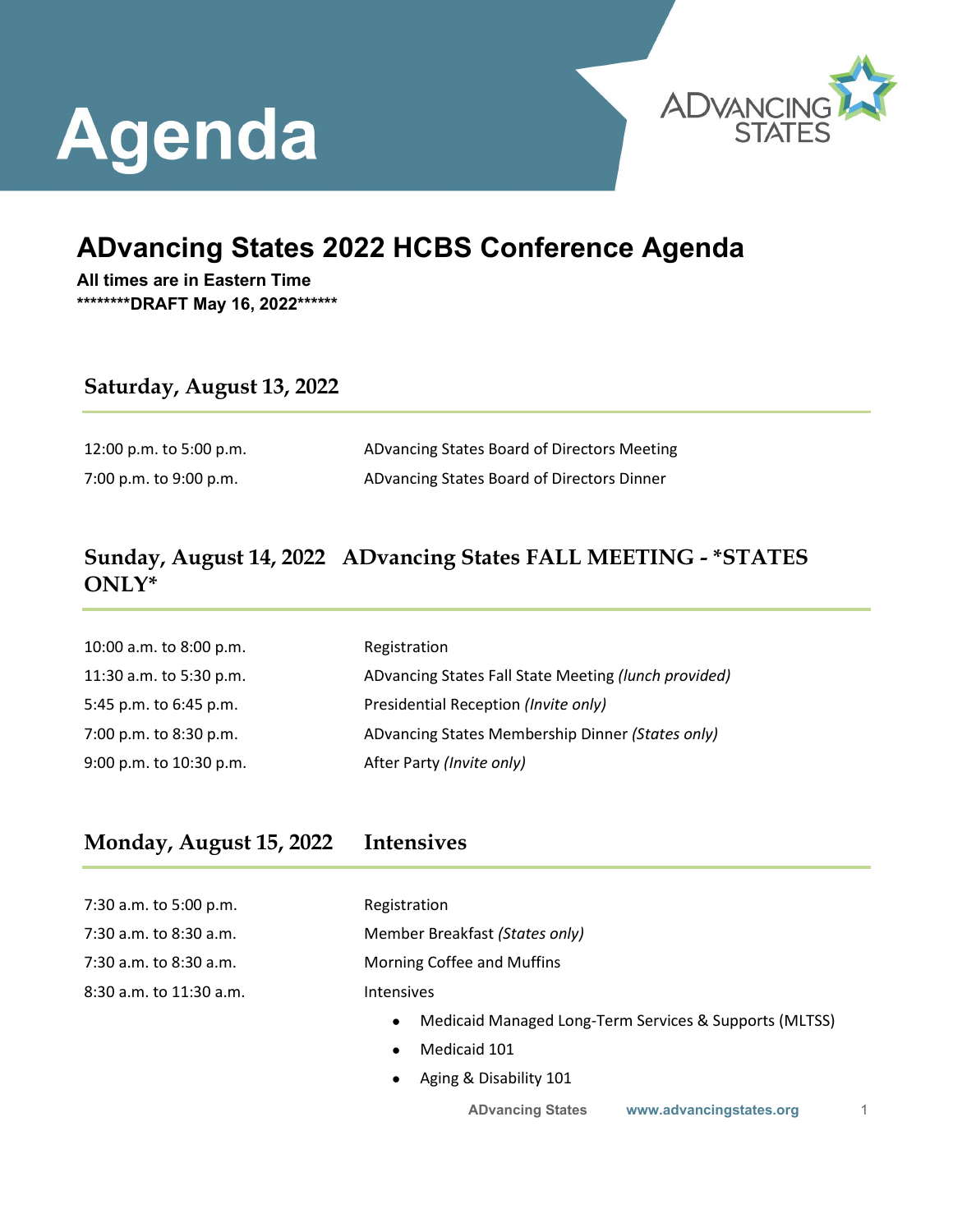# Agenda

## ADvancing States 2022 HCBS Conference Agenda

**All times are in Eastern Time**
**********DRAFT May 16, 2022********

### Saturday, August 13, 2022

| | |
|---|---|
| 12:00 p.m. to 5:00 p.m. | ADvancing States Board of Directors Meeting |
| 7:00 p.m. to 9:00 p.m. | ADvancing States Board of Directors Dinner |

### Sunday, August 14, 2022 ADvancing States FALL MEETING - *STATES ONLY*

| | |
|---|---|
| 10:00 a.m. to 8:00 p.m. | Registration |
| 11:30 a.m. to 5:30 p.m. | ADvancing States Fall State Meeting *(lunch provided)* |
| 5:45 p.m. to 6:45 p.m. | Presidential Reception *(Invite only)* |
| 7:00 p.m. to 8:30 p.m. | ADvancing States Membership Dinner *(States only)* |
| 9:00 p.m. to 10:30 p.m. | After Party *(Invite only)* |

### Monday, August 15, 2022 Intensives

| | |
|---|---|
| 7:30 a.m. to 5:00 p.m. | Registration |
| 7:30 a.m. to 8:30 a.m. | Member Breakfast *(States only)* |
| 7:30 a.m. to 8:30 a.m. | Morning Coffee and Muffins |
| 8:30 a.m. to 11:30 a.m. | Intensives |

- Medicaid Managed Long-Term Services & Supports (MLTSS)
- Medicaid 101
- Aging & Disability 101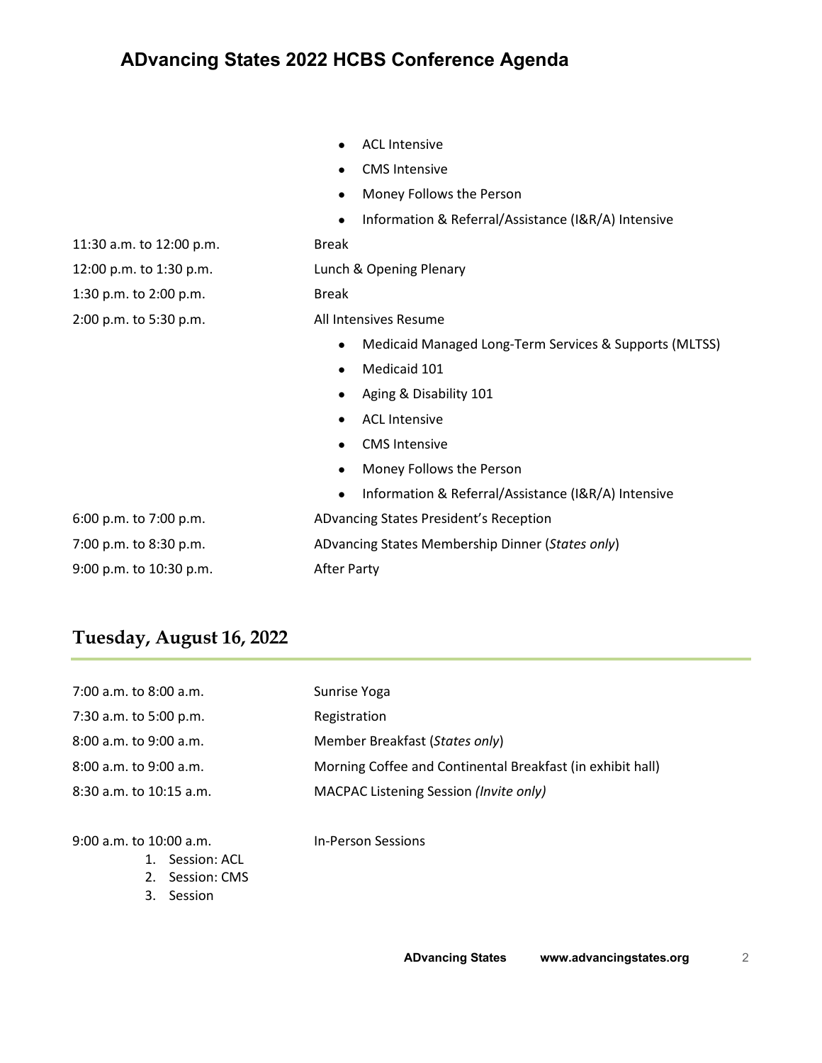- ACL Intensive
- CMS Intensive
- Money Follows the Person
- Information & Referral/Assistance (I&R/A) Intensive

| | |
|---|---|
| 11:30 a.m. to 12:00 p.m. | Break |
| 12:00 p.m. to 1:30 p.m. | Lunch & Opening Plenary |
| 1:30 p.m. to 2:00 p.m. | Break |
| 2:00 p.m. to 5:30 p.m. | All Intensives Resume |

- Medicaid Managed Long-Term Services & Supports (MLTSS)
- Medicaid 101
- Aging & Disability 101
- ACL Intensive
- CMS Intensive
- Money Follows the Person
- Information & Referral/Assistance (I&R/A) Intensive

| | |
|---|---|
| 6:00 p.m. to 7:00 p.m. | ADvancing States President's Reception |
| 7:00 p.m. to 8:30 p.m. | ADvancing States Membership Dinner (*States only*) |
| 9:00 p.m. to 10:30 p.m. | After Party |

## Tuesday, August 16, 2022

| | |
|---|---|
| 7:00 a.m. to 8:00 a.m. | Sunrise Yoga |
| 7:30 a.m. to 5:00 p.m. | Registration |
| 8:00 a.m. to 9:00 a.m. | Member Breakfast (*States only*) |
| 8:00 a.m. to 9:00 a.m. | Morning Coffee and Continental Breakfast (in exhibit hall) |
| 8:30 a.m. to 10:15 a.m. | MACPAC Listening Session *(Invite only)* |
| 9:00 a.m. to 10:00 a.m. | In-Person Sessions |

1. Session: ACL
2. Session: CMS
3. Session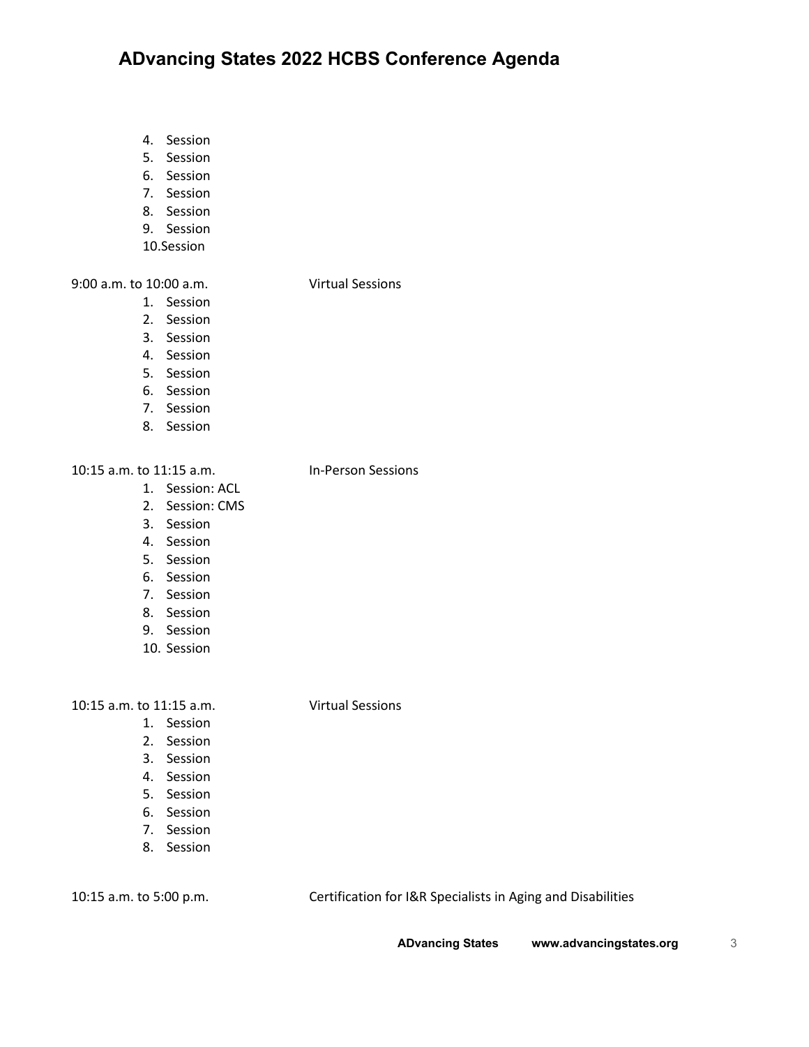4. Session
5. Session
6. Session
7. Session
8. Session
9. Session
10. Session

9:00 a.m. to 10:00 a.m. Virtual Sessions

1. Session
2. Session
3. Session
4. Session
5. Session
6. Session
7. Session
8. Session

10:15 a.m. to 11:15 a.m. In-Person Sessions

1. Session: ACL
2. Session: CMS
3. Session
4. Session
5. Session
6. Session
7. Session
8. Session
9. Session
10. Session

10:15 a.m. to 11:15 a.m. Virtual Sessions

1. Session
2. Session
3. Session
4. Session
5. Session
6. Session
7. Session
8. Session

10:15 a.m. to 5:00 p.m. Certification for I&R Specialists in Aging and Disabilities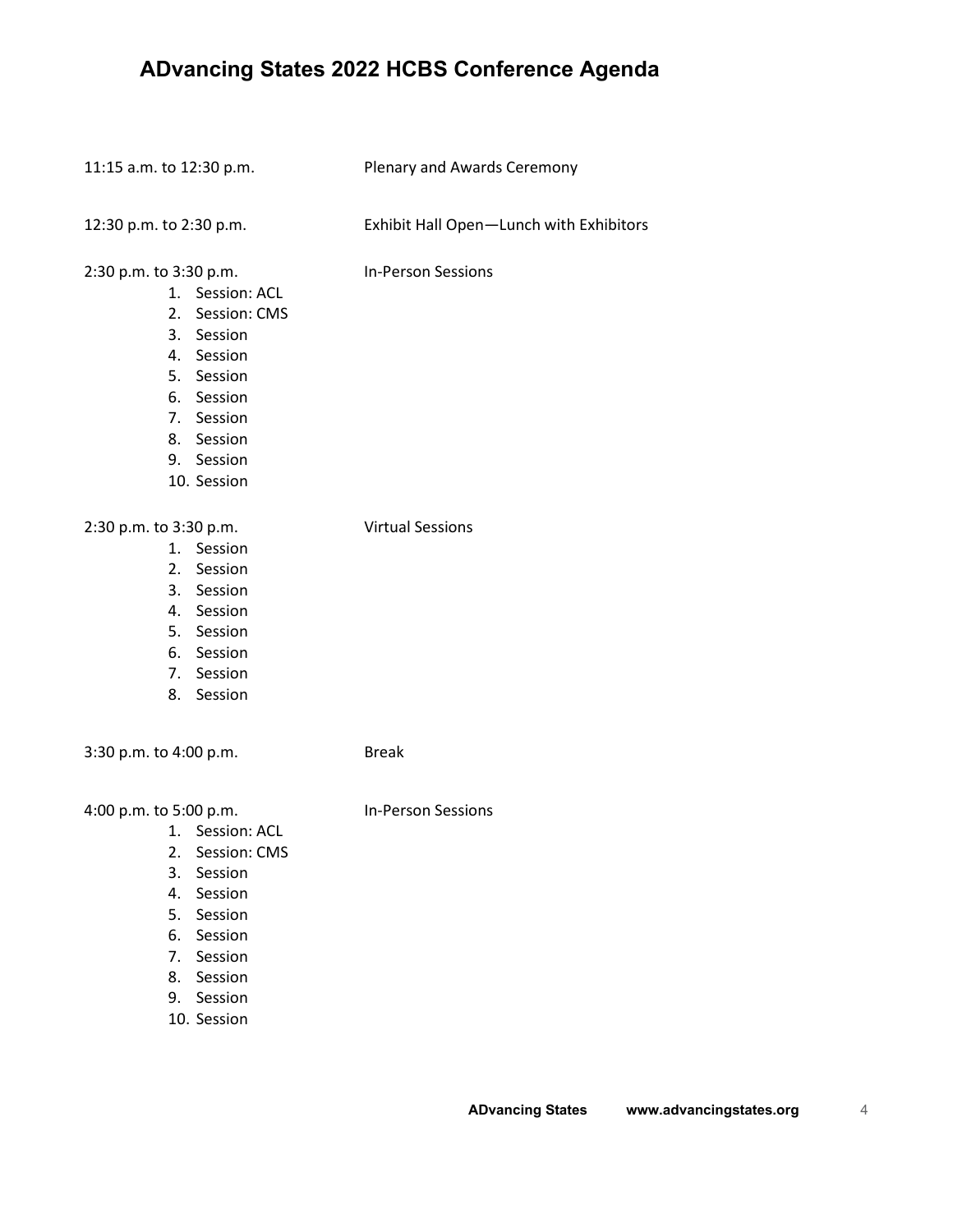# ADvancing States 2022 HCBS Conference Agenda

11:15 a.m. to 12:30 p.m. Plenary and Awards Ceremony

12:30 p.m. to 2:30 p.m. Exhibit Hall Open—Lunch with Exhibitors

2:30 p.m. to 3:30 p.m. In-Person Sessions

1. Session: ACL
2. Session: CMS
3. Session
4. Session
5. Session
6. Session
7. Session
8. Session
9. Session
10. Session

2:30 p.m. to 3:30 p.m. Virtual Sessions

1. Session
2. Session
3. Session
4. Session
5. Session
6. Session
7. Session
8. Session

3:30 p.m. to 4:00 p.m. Break

4:00 p.m. to 5:00 p.m. In-Person Sessions

1. Session: ACL
2. Session: CMS
3. Session
4. Session
5. Session
6. Session
7. Session
8. Session
9. Session
10. Session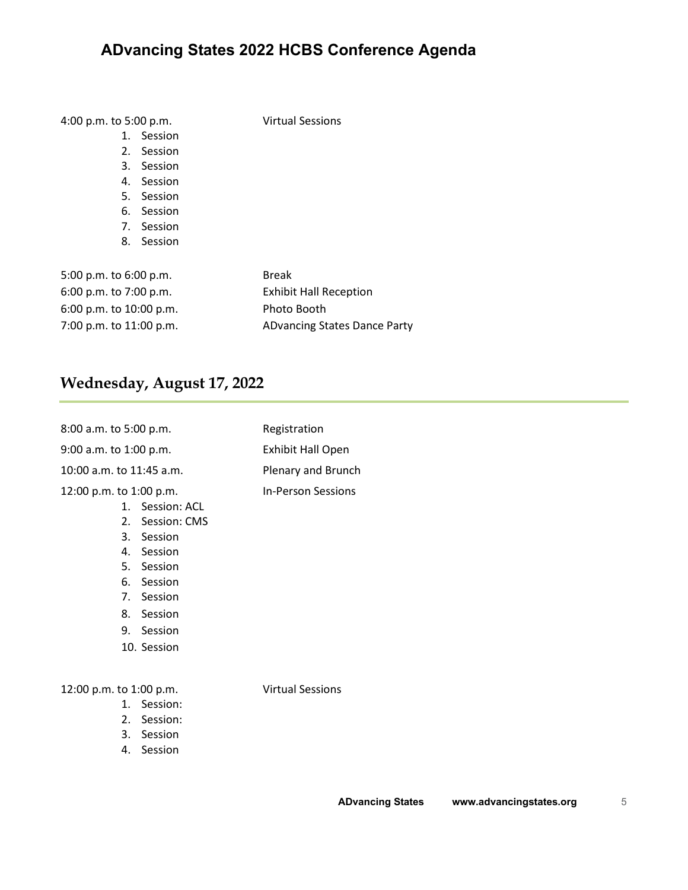4:00 p.m. to 5:00 p.m. Virtual Sessions

1. Session
2. Session
3. Session
4. Session
5. Session
6. Session
7. Session
8. Session

5:00 p.m. to 6:00 p.m. Break
6:00 p.m. to 7:00 p.m. Exhibit Hall Reception
6:00 p.m. to 10:00 p.m. Photo Booth
7:00 p.m. to 11:00 p.m. ADvancing States Dance Party

## Wednesday, August 17, 2022

8:00 a.m. to 5:00 p.m. Registration
9:00 a.m. to 1:00 p.m. Exhibit Hall Open
10:00 a.m. to 11:45 a.m. Plenary and Brunch
12:00 p.m. to 1:00 p.m. In-Person Sessions

1. Session: ACL
2. Session: CMS
3. Session
4. Session
5. Session
6. Session
7. Session
8. Session
9. Session
10. Session

12:00 p.m. to 1:00 p.m. Virtual Sessions

1. Session:
2. Session:
3. Session
4. Session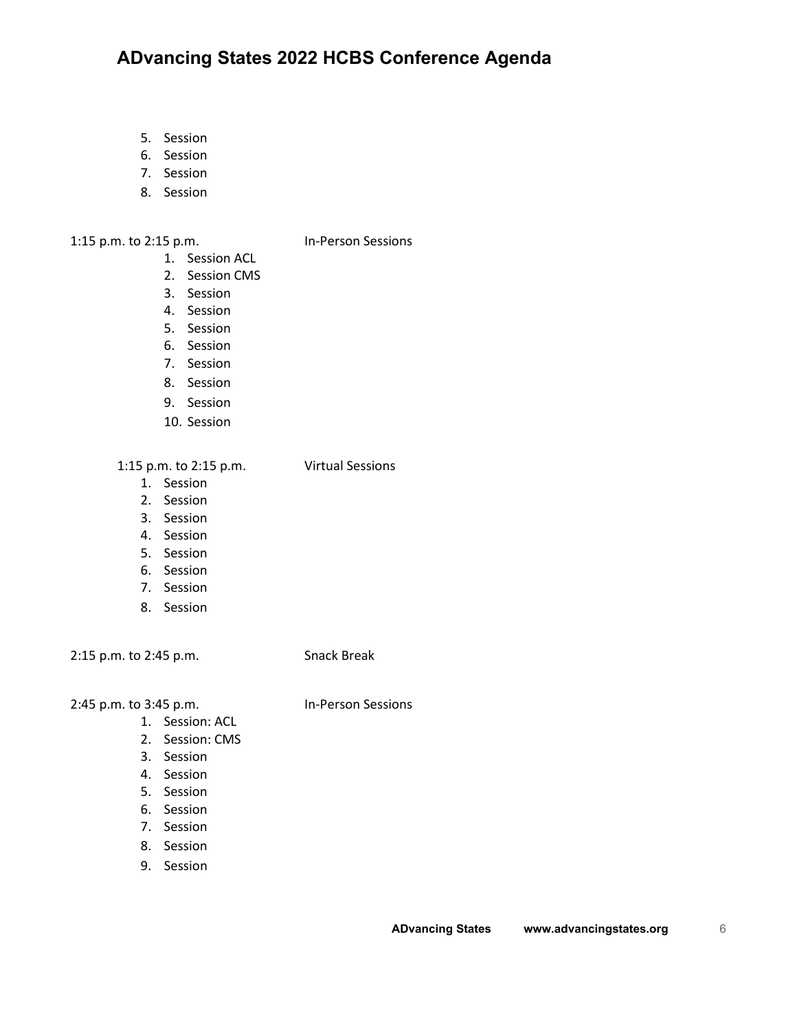5. Session
6. Session
7. Session
8. Session

1:15 p.m. to 2:15 p.m. In-Person Sessions

1. Session ACL
2. Session CMS
3. Session
4. Session
5. Session
6. Session
7. Session
8. Session
9. Session
10. Session

1:15 p.m. to 2:15 p.m. Virtual Sessions

1. Session
2. Session
3. Session
4. Session
5. Session
6. Session
7. Session
8. Session

2:15 p.m. to 2:45 p.m. Snack Break

2:45 p.m. to 3:45 p.m. In-Person Sessions

1. Session: ACL
2. Session: CMS
3. Session
4. Session
5. Session
6. Session
7. Session
8. Session
9. Session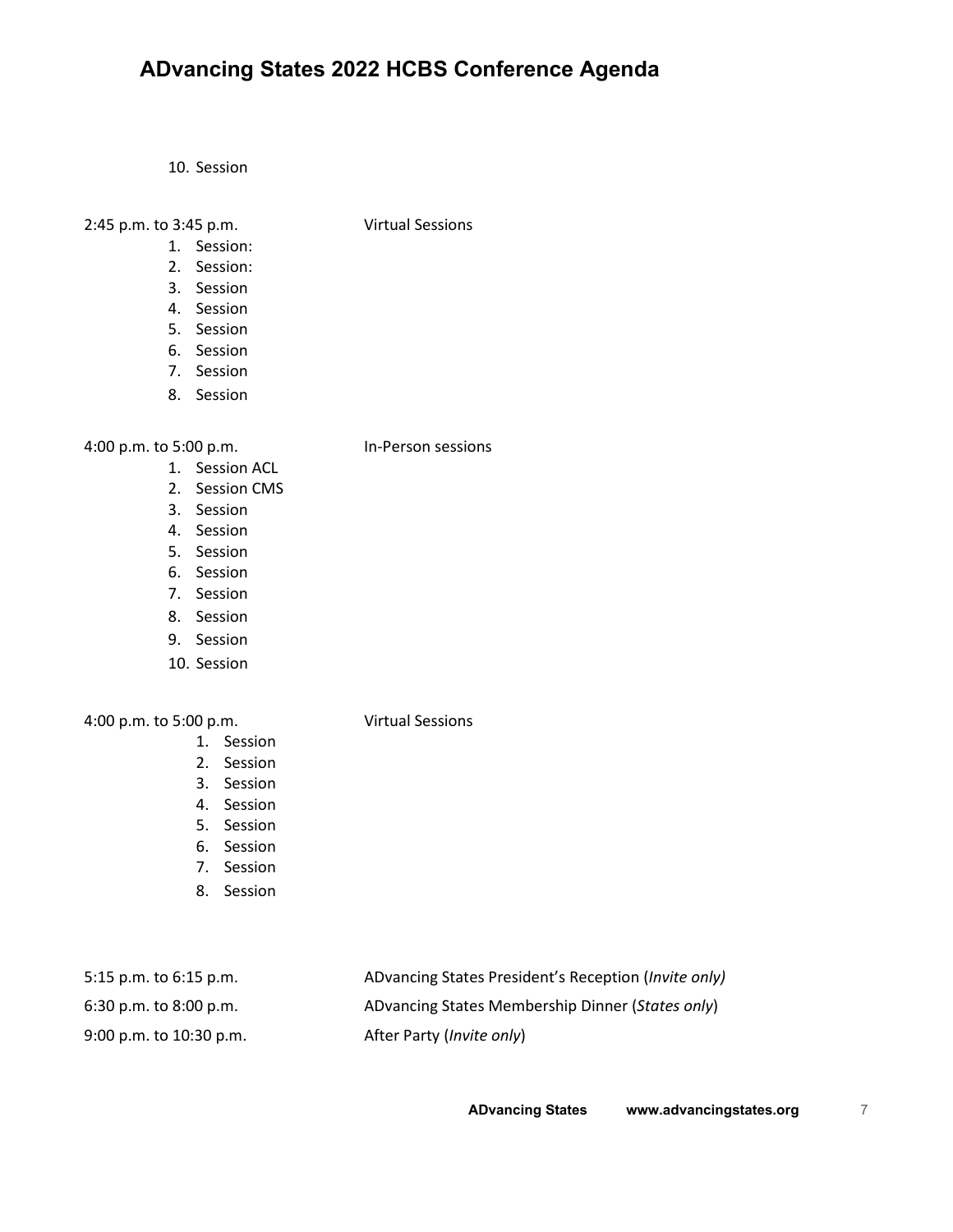10. Session

2:45 p.m. to 3:45 p.m. Virtual Sessions

1. Session:
2. Session:
3. Session
4. Session
5. Session
6. Session
7. Session
8. Session

4:00 p.m. to 5:00 p.m. In-Person sessions

1. Session ACL
2. Session CMS
3. Session
4. Session
5. Session
6. Session
7. Session
8. Session
9. Session
10. Session

4:00 p.m. to 5:00 p.m. Virtual Sessions

1. Session
2. Session
3. Session
4. Session
5. Session
6. Session
7. Session
8. Session

5:15 p.m. to 6:15 p.m. ADvancing States President's Reception (*Invite only)*

6:30 p.m. to 8:00 p.m. ADvancing States Membership Dinner (*States only*)

9:00 p.m. to 10:30 p.m. After Party (*Invite only*)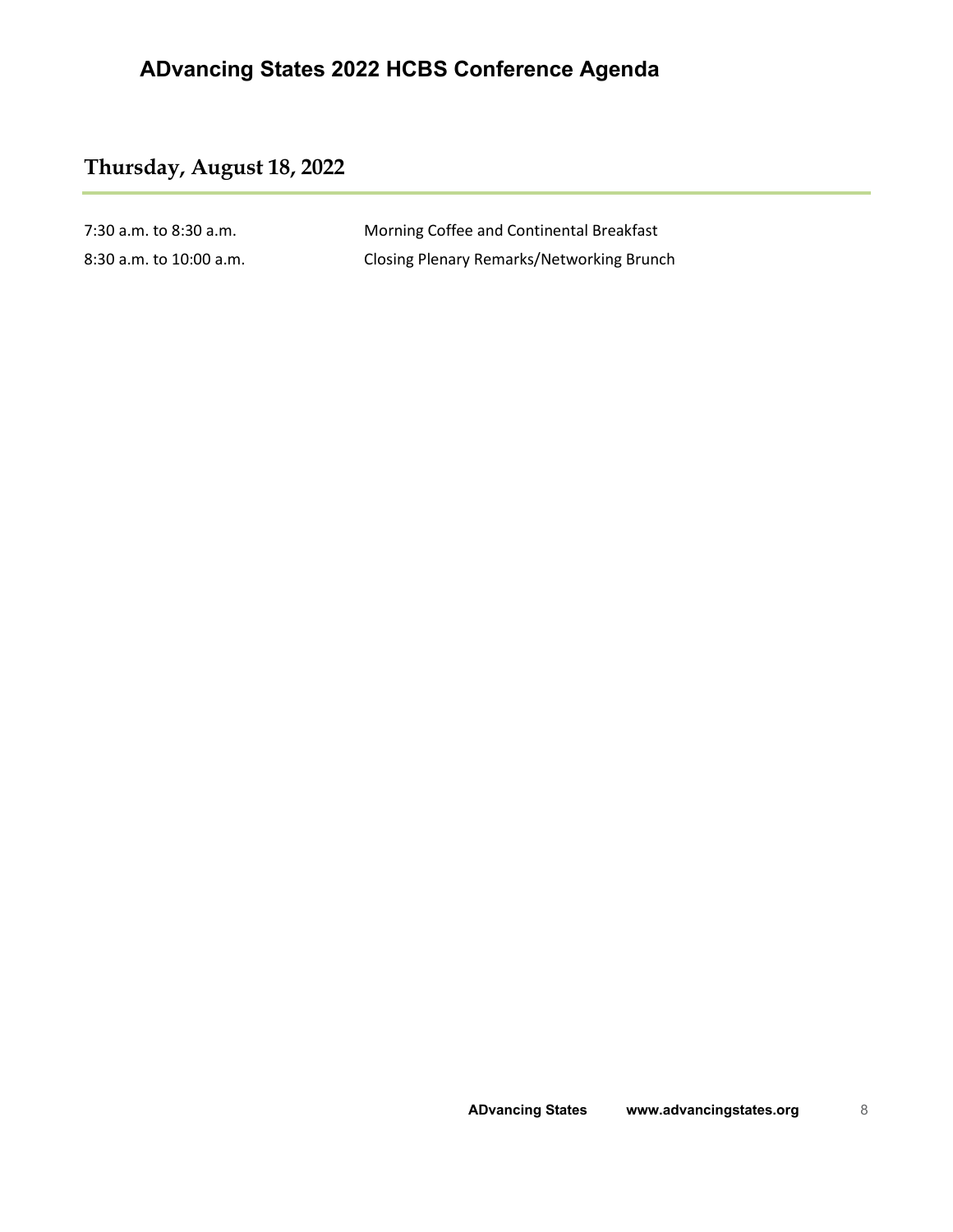# ADvancing States 2022 HCBS Conference Agenda

## Thursday, August 18, 2022

| | |
|---|---|
| 7:30 a.m. to 8:30 a.m. | Morning Coffee and Continental Breakfast |
| 8:30 a.m. to 10:00 a.m. | Closing Plenary Remarks/Networking Brunch |